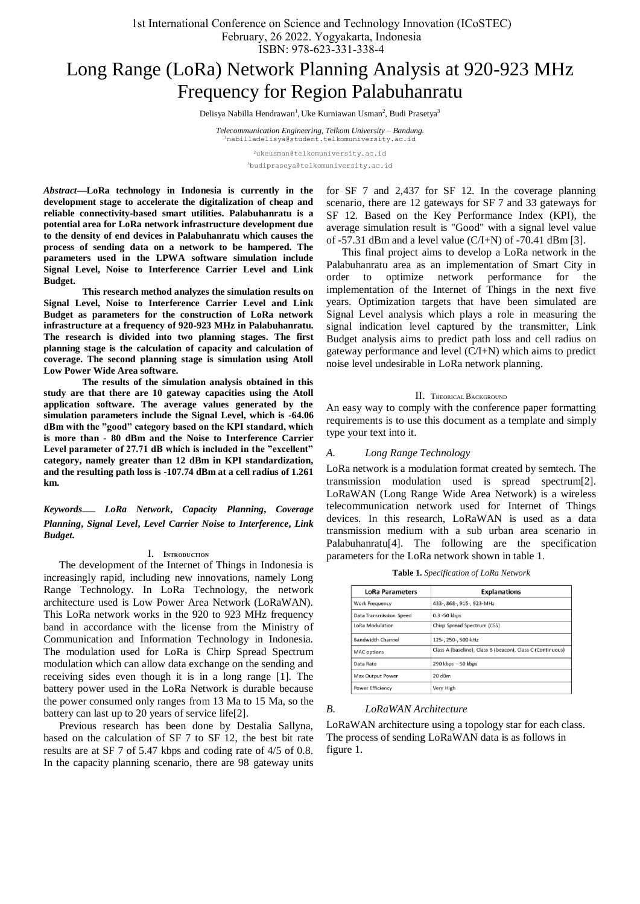# Long Range (LoRa) Network Planning Analysis at 920-923 MHz Frequency for Region Palabuhanratu

Delisya Nabilla Hendrawan[1], Uke Kurniawan Usman[2], Budi Prasetya[3]

*Telecommunication Engineering, Telkom University – Bandung.*
[1]nabilladelisya@student.telkomuniversity.ac.id

[2]ukeusman@telkomuniversity.ac.id

[3]budipraseya@telkomuniversity.ac.id

***Abstract*—LoRa technology in Indonesia is currently in the development stage to accelerate the digitalization of cheap and reliable connectivity-based smart utilities. Palabuhanratu is a potential area for LoRa network infrastructure development due to the density of end devices in Palabuhanratu which causes the process of sending data on a network to be hampered. The parameters used in the LPWA software simulation include Signal Level, Noise to Interference Carrier Level and Link Budget.**

**This research method analyzes the simulation results on Signal Level, Noise to Interference Carrier Level and Link Budget as parameters for the construction of LoRa network infrastructure at a frequency of 920-923 MHz in Palabuhanratu. The research is divided into two planning stages. The first planning stage is the calculation of capacity and calculation of coverage. The second planning stage is simulation using Atoll Low Power Wide Area software.**

**The results of the simulation analysis obtained in this study are that there are 10 gateway capacities using the Atoll application software. The average values generated by the simulation parameters include the Signal Level, which is -64.06 dBm with the "good" category based on the KPI standard, which is more than - 80 dBm and the Noise to Interference Carrier Level parameter of 27.71 dB which is included in the "excellent" category, namely greater than 12 dBm in KPI standardization, and the resulting path loss is -107.74 dBm at a cell radius of 1.261 km.**

***Keywords—— LoRa Network, Capacity Planning, Coverage Planning, Signal Level, Level Carrier Noise to Interference, Link Budget.***

## I. Introduction

The development of the Internet of Things in Indonesia is increasingly rapid, including new innovations, namely Long Range Technology. In LoRa Technology, the network architecture used is Low Power Area Network (LoRaWAN). This LoRa network works in the 920 to 923 MHz frequency band in accordance with the license from the Ministry of Communication and Information Technology in Indonesia. The modulation used for LoRa is Chirp Spread Spectrum modulation which can allow data exchange on the sending and receiving sides even though it is in a long range [1]. The battery power used in the LoRa Network is durable because the power consumed only ranges from 13 Ma to 15 Ma, so the battery can last up to 20 years of service life[2].

Previous research has been done by Destalia Sallyna, based on the calculation of SF 7 to SF 12, the best bit rate results are at SF 7 of 5.47 kbps and coding rate of 4/5 of 0.8. In the capacity planning scenario, there are 98 gateway units for SF 7 and 2,437 for SF 12. In the coverage planning scenario, there are 12 gateways for SF 7 and 33 gateways for SF 12. Based on the Key Performance Index (KPI), the average simulation result is "Good" with a signal level value of -57.31 dBm and a level value (C/I+N) of -70.41 dBm [3].

This final project aims to develop a LoRa network in the Palabuhanratu area as an implementation of Smart City in order to optimize network performance for the implementation of the Internet of Things in the next five years. Optimization targets that have been simulated are Signal Level analysis which plays a role in measuring the signal indication level captured by the transmitter, Link Budget analysis aims to predict path loss and cell radius on gateway performance and level (C/I+N) which aims to predict noise level undesirable in LoRa network planning.

## II. Theorical Background

An easy way to comply with the conference paper formatting requirements is to use this document as a template and simply type your text into it.

### A. Long Range Technology

LoRa network is a modulation format created by semtech. The transmission modulation used is spread spectrum[2]. LoRaWAN (Long Range Wide Area Network) is a wireless telecommunication network used for Internet of Things devices. In this research, LoRaWAN is used as a data transmission medium with a sub urban area scenario in Palabuhanratu[4]. The following are the specification parameters for the LoRa network shown in table 1.

**Table 1.** *Specification of LoRa Network*

| LoRa Parameters | Explanations |
|---|---|
| Work Frequency | 433-, 868-, 915-, 923-MHz |
| Data Transmission Speed | 0.3 -50 kbps |
| LoRa Modulation | Chirp Spread Spectrum (CSS) |
| Bandwidth Channel | 125-, 250-, 500-kHz |
| MAC options | Class A (baseline), Class B (beacon), Class C (Continuous) |
| Data Rate | 290 kbps – 50 kbps |
| Max Output Power | 20 dBm |
| Power Efficiency | Very High |

### B. LoRaWAN Architecture

LoRaWAN architecture using a topology star for each class. The process of sending LoRaWAN data is as follows in figure 1.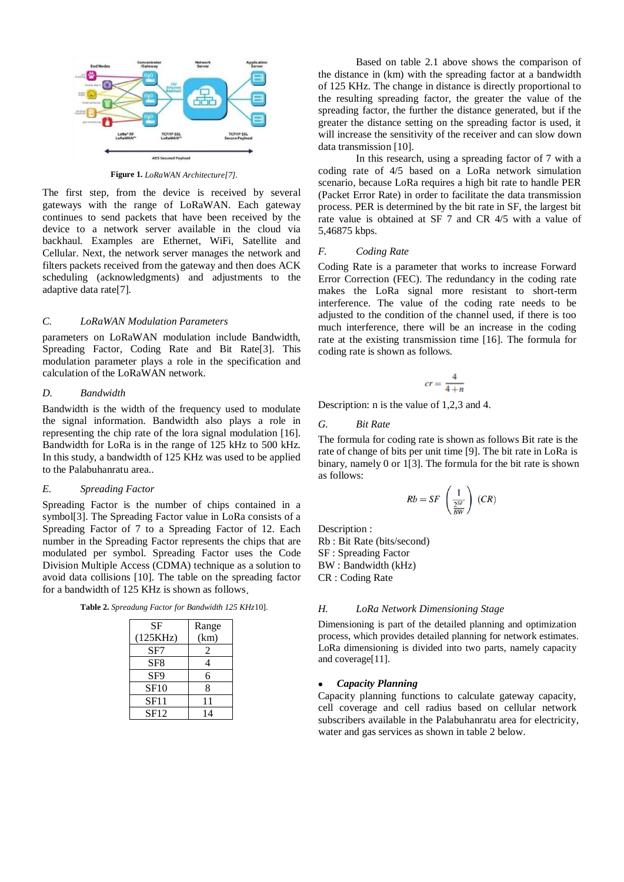**Figure 1.** *LoRaWAN Architecture[7].*

The first step, from the device is received by several gateways with the range of LoRaWAN. Each gateway continues to send packets that have been received by the device to a network server available in the cloud via backhaul. Examples are Ethernet, WiFi, Satellite and Cellular. Next, the network server manages the network and filters packets received from the gateway and then does ACK scheduling (acknowledgments) and adjustments to the adaptive data rate[7].

### C. *LoRaWAN Modulation Parameters*

parameters on LoRaWAN modulation include Bandwidth, Spreading Factor, Coding Rate and Bit Rate[3]. This modulation parameter plays a role in the specification and calculation of the LoRaWAN network.

### D. *Bandwidth*

Bandwidth is the width of the frequency used to modulate the signal information. Bandwidth also plays a role in representing the chip rate of the lora signal modulation [16]. Bandwidth for LoRa is in the range of 125 kHz to 500 kHz. In this study, a bandwidth of 125 KHz was used to be applied to the Palabuhanratu area..

### E. *Spreading Factor*

Spreading Factor is the number of chips contained in a symbol[3]. The Spreading Factor value in LoRa consists of a Spreading Factor of 7 to a Spreading Factor of 12. Each number in the Spreading Factor represents the chips that are modulated per symbol. Spreading Factor uses the Code Division Multiple Access (CDMA) technique as a solution to avoid data collisions [10]. The table on the spreading factor for a bandwidth of 125 KHz is shown as follows.

**Table 2.** *Spreadung Factor for Bandwidth 125 KHz*10].

| SF (125KHz) | Range (km) |
|---|---|
| SF7 | 2 |
| SF8 | 4 |
| SF9 | 6 |
| SF10 | 8 |
| SF11 | 11 |
| SF12 | 14 |

Based on table 2.1 above shows the comparison of the distance in (km) with the spreading factor at a bandwidth of 125 KHz. The change in distance is directly proportional to the resulting spreading factor, the greater the value of the spreading factor, the further the distance generated, but if the greater the distance setting on the spreading factor is used, it will increase the sensitivity of the receiver and can slow down data transmission [10].

In this research, using a spreading factor of 7 with a coding rate of 4/5 based on a LoRa network simulation scenario, because LoRa requires a high bit rate to handle PER (Packet Error Rate) in order to facilitate the data transmission process. PER is determined by the bit rate in SF, the largest bit rate value is obtained at SF 7 and CR 4/5 with a value of 5,46875 kbps.

### F. *Coding Rate*

Coding Rate is a parameter that works to increase Forward Error Correction (FEC). The redundancy in the coding rate makes the LoRa signal more resistant to short-term interference. The value of the coding rate needs to be adjusted to the condition of the channel used, if there is too much interference, there will be an increase in the coding rate at the existing transmission time [16]. The formula for coding rate is shown as follows.

$$cr = \frac{4}{4+n}$$

Description: n is the value of 1,2,3 and 4.

### G. *Bit Rate*

The formula for coding rate is shown as follows Bit rate is the rate of change of bits per unit time [9]. The bit rate in LoRa is binary, namely 0 or 1[3]. The formula for the bit rate is shown as follows:

$$Rb = SF\left(\frac{1}{\frac{2^{SF}}{BW}}\right)(CR)$$

Description :  
Rb : Bit Rate (bits/second)  
SF : Spreading Factor  
BW : Bandwidth (kHz)  
CR : Coding Rate

### H. *LoRa Network Dimensioning Stage*

Dimensioning is part of the detailed planning and optimization process, which provides detailed planning for network estimates. LoRa dimensioning is divided into two parts, namely capacity and coverage[11].

- ***Capacity Planning***

Capacity planning functions to calculate gateway capacity, cell coverage and cell radius based on cellular network subscribers available in the Palabuhanratu area for electricity, water and gas services as shown in table 2 below.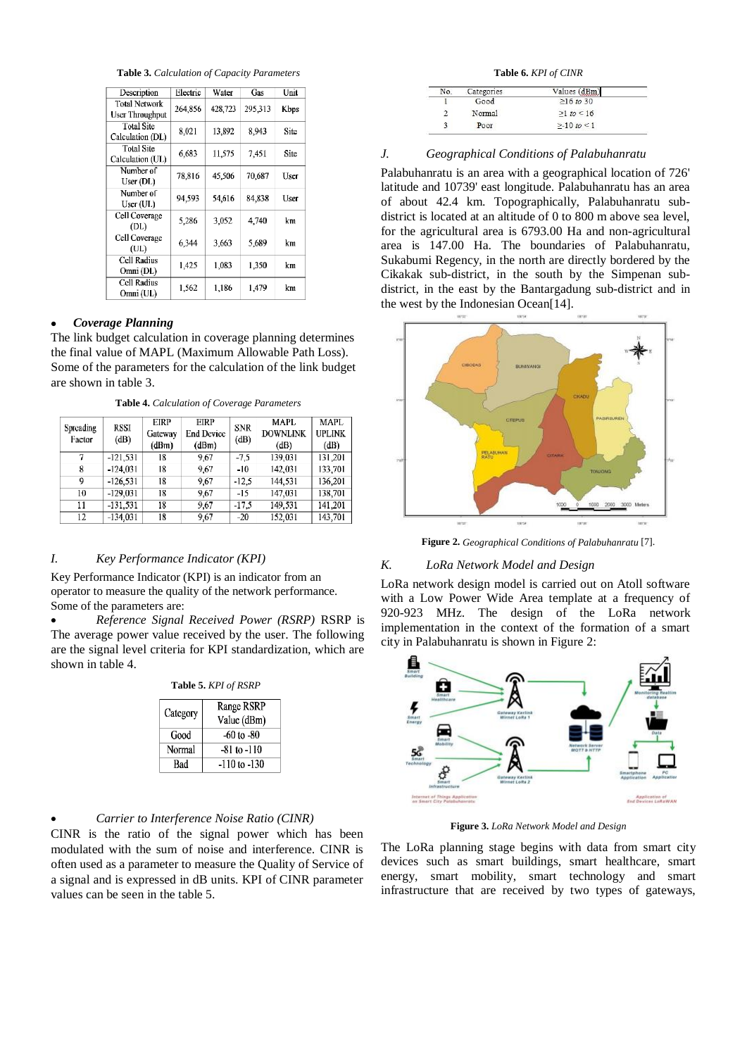**Table 3.** *Calculation of Capacity Parameters*

| Description | Electric | Water | Gas | Unit |
|---|---|---|---|---|
| Total Network User Throughput | 264,856 | 428,723 | 295,313 | Kbps |
| Total Site Calculation (DL) | 8,021 | 13,892 | 8,943 | Site |
| Total Site Calculation (UL) | 6,683 | 11,575 | 7,451 | Site |
| Number of User (DL) | 78,816 | 45,506 | 70,687 | User |
| Number of User (UL) | 94,593 | 54,616 | 84,838 | User |
| Cell Coverage (DL) | 5,286 | 3,052 | 4,740 | km |
| Cell Coverage (UL) | 6,344 | 3,663 | 5,689 | km |
| Cell Radius Omni (DL) | 1,425 | 1,083 | 1,350 | km |
| Cell Radius Omni (UL) | 1,562 | 1,186 | 1,479 | km |

- ***Coverage Planning***

The link budget calculation in coverage planning determines the final value of MAPL (Maximum Allowable Path Loss). Some of the parameters for the calculation of the link budget are shown in table 3.

**Table 4.** *Calculation of Coverage Parameters*

| Spreading Factor | RSSI (dB) | EIRP Gateway (dBm) | EIRP End Device (dBm) | SNR (dB) | MAPL DOWNLINK (dB) | MAPL UPLINK (dB) |
|---|---|---|---|---|---|---|
| 7 | -121,531 | 18 | 9,67 | -7,5 | 139,031 | 131,201 |
| 8 | -124,031 | 18 | 9,67 | -10 | 142,031 | 133,701 |
| 9 | -126,531 | 18 | 9,67 | -12,5 | 144,531 | 136,201 |
| 10 | -129,031 | 18 | 9,67 | -15 | 147,031 | 138,701 |
| 11 | -131,531 | 18 | 9,67 | -17,5 | 149,531 | 141,201 |
| 12 | -134,031 | 18 | 9,67 | -20 | 152,031 | 143,701 |

## *I. Key Performance Indicator (KPI)*

Key Performance Indicator (KPI) is an indicator from an operator to measure the quality of the network performance. Some of the parameters are:

- *Reference Signal Received Power (RSRP)* RSRP is The average power value received by the user. The following are the signal level criteria for KPI standardization, which are shown in table 4.

**Table 5.** *KPI of RSRP*

| Category | Range RSRP Value (dBm) |
|---|---|
| Good | -60 to -80 |
| Normal | -81 to -110 |
| Bad | -110 to -130 |

- *Carrier to Interference Noise Ratio (CINR)*

CINR is the ratio of the signal power which has been modulated with the sum of noise and interference. CINR is often used as a parameter to measure the Quality of Service of a signal and is expressed in dB units. KPI of CINR parameter values can be seen in the table 5.

**Table 6.** *KPI of CINR*

| No. | Categories | Values (dBm) |
|---|---|---|
| 1 | Good | ≥16 *to* 30 |
| 2 | Normal | ≥1 *to* < 16 |
| 3 | Poor | ≥-10 *to* < 1 |

## *J. Geographical Conditions of Palabuhanratu*

Palabuhanratu is an area with a geographical location of 726' latitude and 10739' east longitude. Palabuhanratu has an area of about 42.4 km. Topographically, Palabuhanratu sub-district is located at an altitude of 0 to 800 m above sea level, for the agricultural area is 6793.00 Ha and non-agricultural area is 147.00 Ha. The boundaries of Palabuhanratu, Sukabumi Regency, in the north are directly bordered by the Cikakak sub-district, in the south by the Simpenan sub-district, in the east by the Bantargadung sub-district and in the west by the Indonesian Ocean[14].

**Figure 2.** *Geographical Conditions of Palabuhanratu* [7].

## *K. LoRa Network Model and Design*

LoRa network design model is carried out on Atoll software with a Low Power Wide Area template at a frequency of 920-923 MHz. The design of the LoRa network implementation in the context of the formation of a smart city in Palabuhanratu is shown in Figure 2:

**Figure 3.** *LoRa Network Model and Design*

The LoRa planning stage begins with data from smart city devices such as smart buildings, smart healthcare, smart energy, smart mobility, smart technology and smart infrastructure that are received by two types of gateways,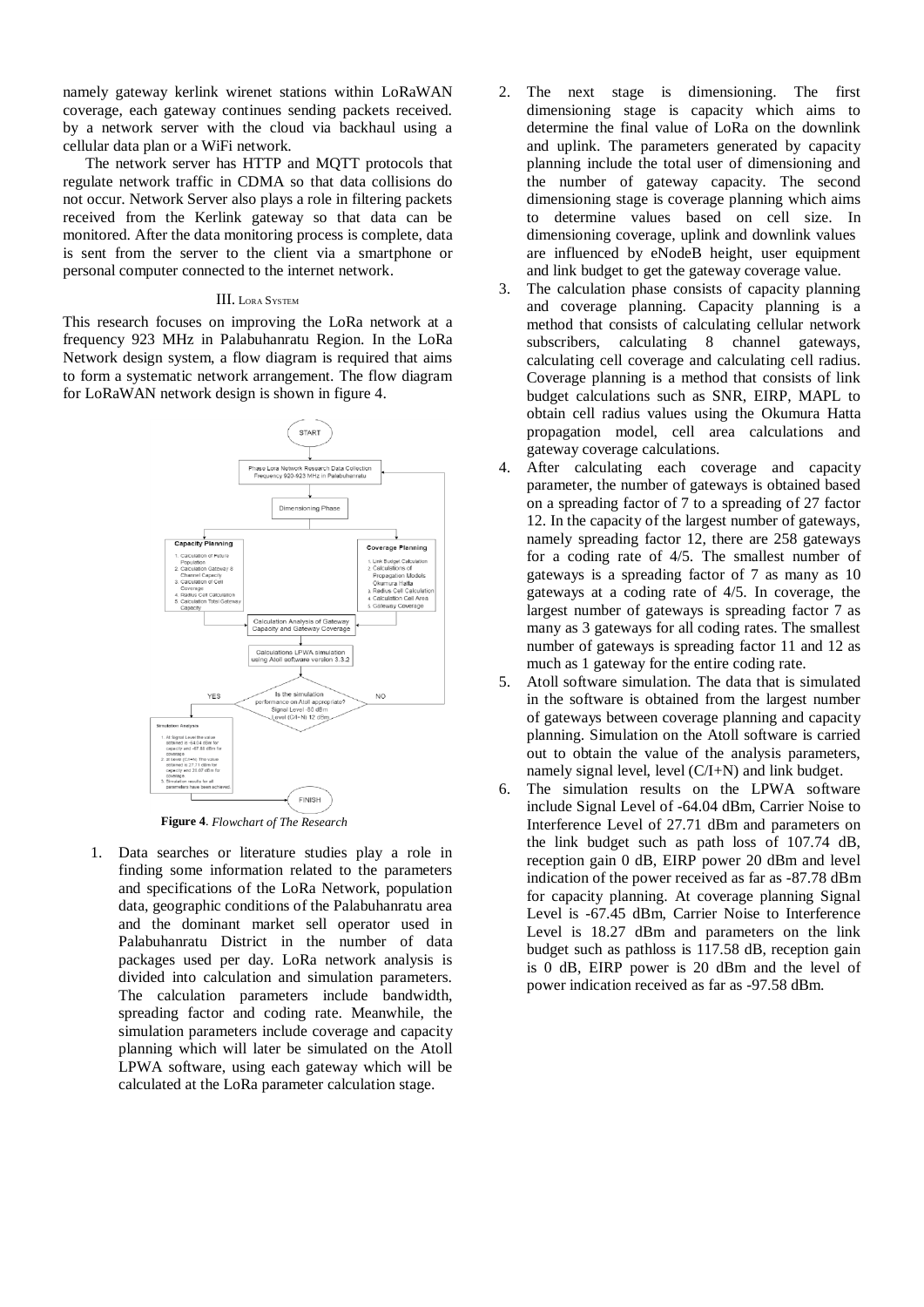namely gateway kerlink wirenet stations within LoRaWAN coverage, each gateway continues sending packets received. by a network server with the cloud via backhaul using a cellular data plan or a WiFi network.

The network server has HTTP and MQTT protocols that regulate network traffic in CDMA so that data collisions do not occur. Network Server also plays a role in filtering packets received from the Kerlink gateway so that data can be monitored. After the data monitoring process is complete, data is sent from the server to the client via a smartphone or personal computer connected to the internet network.

## III. LORA SYSTEM

This research focuses on improving the LoRa network at a frequency 923 MHz in Palabuhanratu Region. In the LoRa Network design system, a flow diagram is required that aims to form a systematic network arrangement. The flow diagram for LoRaWAN network design is shown in figure 4.

**Figure 4**. *Flowchart of The Research*

1. Data searches or literature studies play a role in finding some information related to the parameters and specifications of the LoRa Network, population data, geographic conditions of the Palabuhanratu area and the dominant market sell operator used in Palabuhanratu District in the number of data packages used per day. LoRa network analysis is divided into calculation and simulation parameters. The calculation parameters include bandwidth, spreading factor and coding rate. Meanwhile, the simulation parameters include coverage and capacity planning which will later be simulated on the Atoll LPWA software, using each gateway which will be calculated at the LoRa parameter calculation stage.
2. The next stage is dimensioning. The first dimensioning stage is capacity which aims to determine the final value of LoRa on the downlink and uplink. The parameters generated by capacity planning include the total user of dimensioning and the number of gateway capacity. The second dimensioning stage is coverage planning which aims to determine values based on cell size. In dimensioning coverage, uplink and downlink values are influenced by eNodeB height, user equipment and link budget to get the gateway coverage value.
3. The calculation phase consists of capacity planning and coverage planning. Capacity planning is a method that consists of calculating cellular network subscribers, calculating 8 channel gateways, calculating cell coverage and calculating cell radius. Coverage planning is a method that consists of link budget calculations such as SNR, EIRP, MAPL to obtain cell radius values using the Okumura Hatta propagation model, cell area calculations and gateway coverage calculations.
4. After calculating each coverage and capacity parameter, the number of gateways is obtained based on a spreading factor of 7 to a spreading of 27 factor 12. In the capacity of the largest number of gateways, namely spreading factor 12, there are 258 gateways for a coding rate of 4/5. The smallest number of gateways is a spreading factor of 7 as many as 10 gateways at a coding rate of 4/5. In coverage, the largest number of gateways is spreading factor 7 as many as 3 gateways for all coding rates. The smallest number of gateways is spreading factor 11 and 12 as much as 1 gateway for the entire coding rate.
5. Atoll software simulation. The data that is simulated in the software is obtained from the largest number of gateways between coverage planning and capacity planning. Simulation on the Atoll software is carried out to obtain the value of the analysis parameters, namely signal level, level (C/I+N) and link budget.
6. The simulation results on the LPWA software include Signal Level of -64.04 dBm, Carrier Noise to Interference Level of 27.71 dBm and parameters on the link budget such as path loss of 107.74 dB, reception gain 0 dB, EIRP power 20 dBm and level indication of the power received as far as -87.78 dBm for capacity planning. At coverage planning Signal Level is -67.45 dBm, Carrier Noise to Interference Level is 18.27 dBm and parameters on the link budget such as pathloss is 117.58 dB, reception gain is 0 dB, EIRP power is 20 dBm and the level of power indication received as far as -97.58 dBm.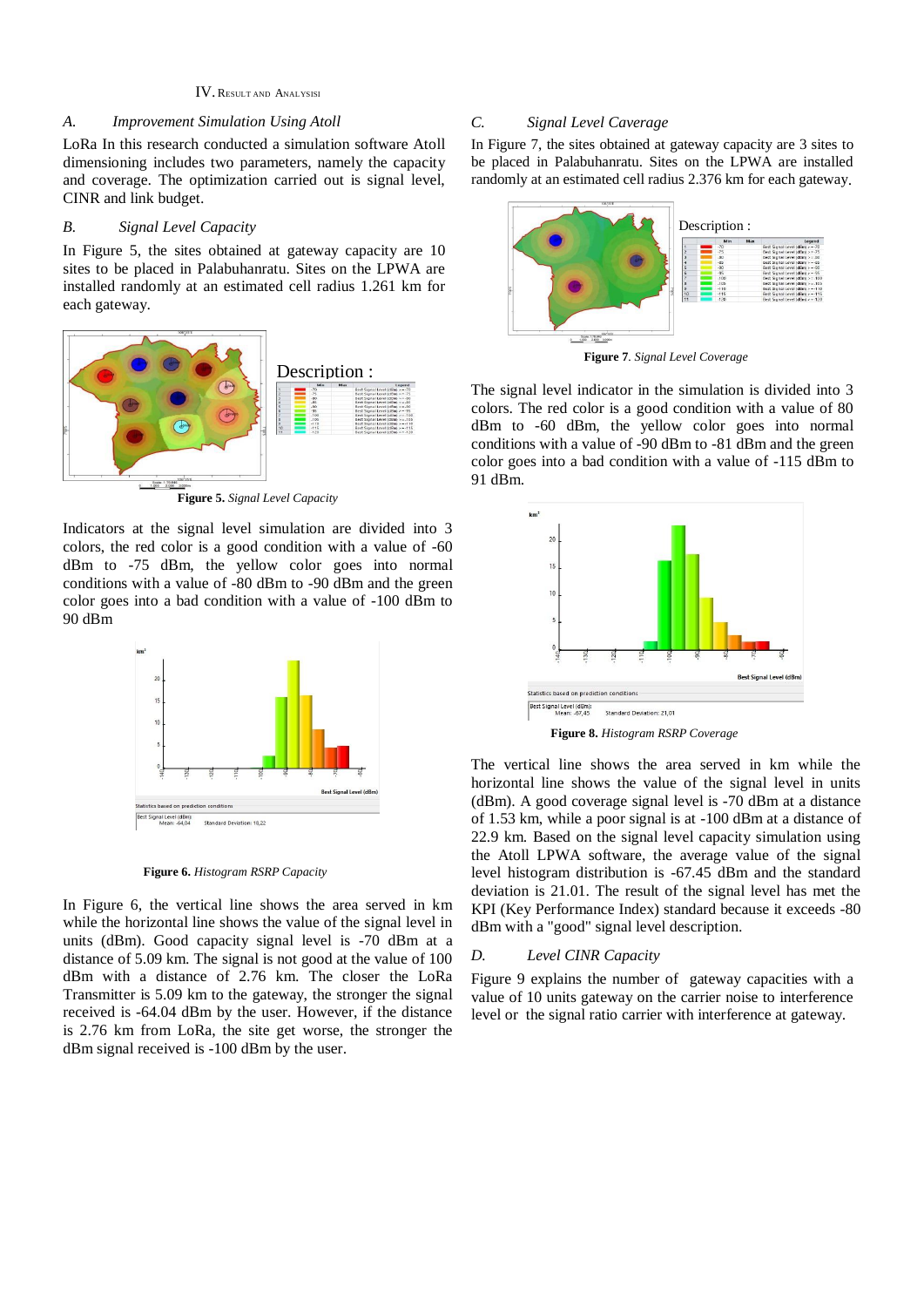## IV. Result and Analysisi

### A. Improvement Simulation Using Atoll

LoRa In this research conducted a simulation software Atoll dimensioning includes two parameters, namely the capacity and coverage. The optimization carried out is signal level, CINR and link budget.

### B. Signal Level Capacity

In Figure 5, the sites obtained at gateway capacity are 10 sites to be placed in Palabuhanratu. Sites on the LPWA are installed randomly at an estimated cell radius 1.261 km for each gateway.

**Figure 5.** *Signal Level Capacity*

Indicators at the signal level simulation are divided into 3 colors, the red color is a good condition with a value of -60 dBm to -75 dBm, the yellow color goes into normal conditions with a value of -80 dBm to -90 dBm and the green color goes into a bad condition with a value of -100 dBm to 90 dBm

**Figure 6.** *Histogram RSRP Capacity*

In Figure 6, the vertical line shows the area served in km while the horizontal line shows the value of the signal level in units (dBm). Good capacity signal level is -70 dBm at a distance of 5.09 km. The signal is not good at the value of 100 dBm with a distance of 2.76 km. The closer the LoRa Transmitter is 5.09 km to the gateway, the stronger the signal received is -64.04 dBm by the user. However, if the distance is 2.76 km from LoRa, the site get worse, the stronger the dBm signal received is -100 dBm by the user.

### C. Signal Level Caverage

In Figure 7, the sites obtained at gateway capacity are 3 sites to be placed in Palabuhanratu. Sites on the LPWA are installed randomly at an estimated cell radius 2.376 km for each gateway.

**Figure 7**. *Signal Level Coverage*

The signal level indicator in the simulation is divided into 3 colors. The red color is a good condition with a value of 80 dBm to -60 dBm, the yellow color goes into normal conditions with a value of -90 dBm to -81 dBm and the green color goes into a bad condition with a value of -115 dBm to 91 dBm.

**Figure 8.** *Histogram RSRP Coverage*

The vertical line shows the area served in km while the horizontal line shows the value of the signal level in units (dBm). A good coverage signal level is -70 dBm at a distance of 1.53 km, while a poor signal is at -100 dBm at a distance of 22.9 km. Based on the signal level capacity simulation using the Atoll LPWA software, the average value of the signal level histogram distribution is -67.45 dBm and the standard deviation is 21.01. The result of the signal level has met the KPI (Key Performance Index) standard because it exceeds -80 dBm with a "good" signal level description.

### D. Level CINR Capacity

Figure 9 explains the number of gateway capacities with a value of 10 units gateway on the carrier noise to interference level or the signal ratio carrier with interference at gateway.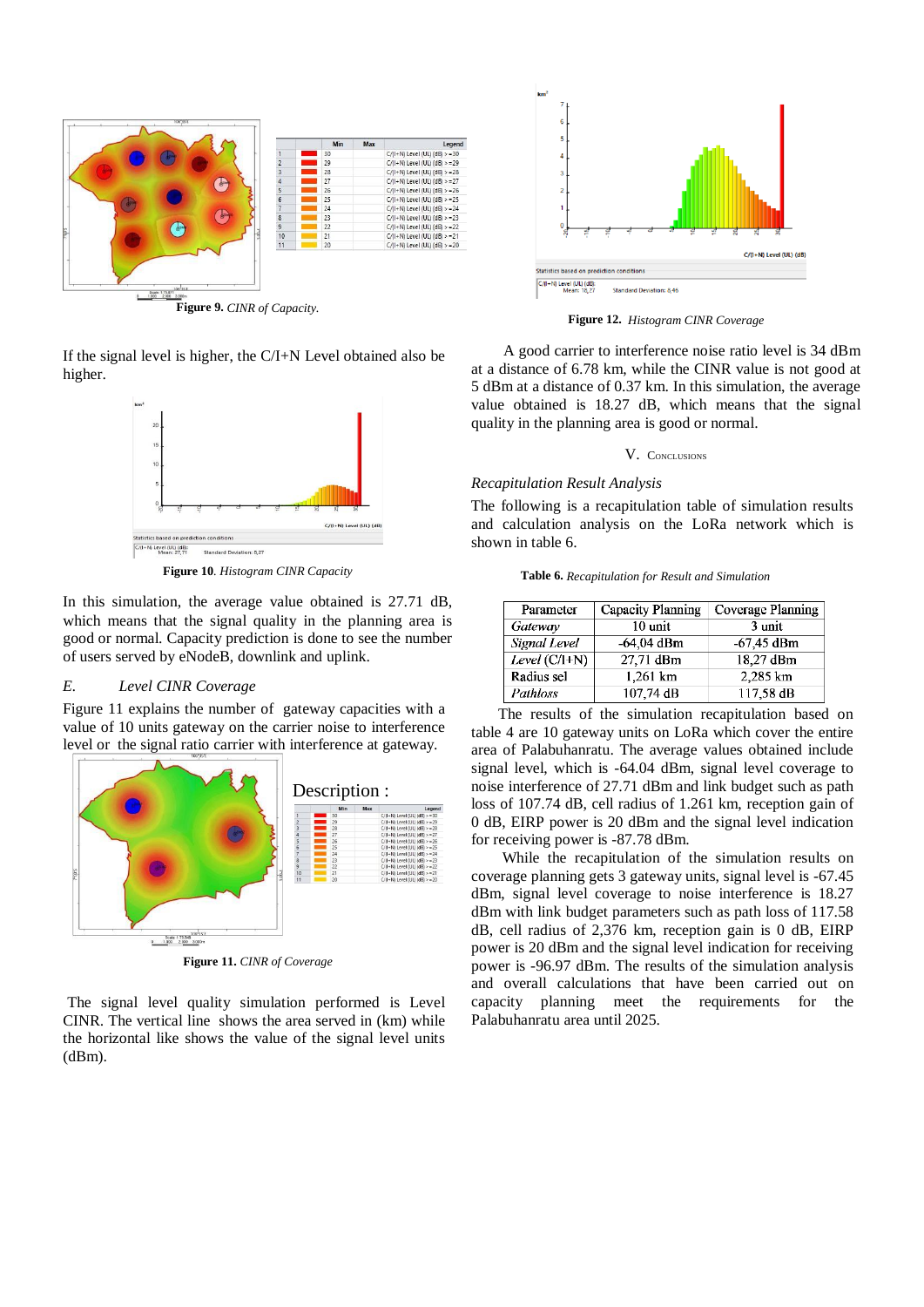**Figure 9.** *CINR of Capacity.*

If the signal level is higher, the C/I+N Level obtained also be higher.

**Figure 10**. *Histogram CINR Capacity*

In this simulation, the average value obtained is 27.71 dB, which means that the signal quality in the planning area is good or normal. Capacity prediction is done to see the number of users served by eNodeB, downlink and uplink.

### *E. Level CINR Coverage*

Figure 11 explains the number of gateway capacities with a value of 10 units gateway on the carrier noise to interference level or the signal ratio carrier with interference at gateway.

Description :

**Figure 11.** *CINR of Coverage*

The signal level quality simulation performed is Level CINR. The vertical line shows the area served in (km) while the horizontal like shows the value of the signal level units (dBm).

**Figure 12.** *Histogram CINR Coverage*

A good carrier to interference noise ratio level is 34 dBm at a distance of 6.78 km, while the CINR value is not good at 5 dBm at a distance of 0.37 km. In this simulation, the average value obtained is 18.27 dB, which means that the signal quality in the planning area is good or normal.

## V. Conclusions

### *Recapitulation Result Analysis*

The following is a recapitulation table of simulation results and calculation analysis on the LoRa network which is shown in table 6.

**Table 6.** *Recapitulation for Result and Simulation*

| Parameter | Capacity Planning | Coverage Planning |
|---|---|---|
| *Gateway* | 10 unit | 3 unit |
| *Signal Level* | -64,04 dBm | -67,45 dBm |
| *Level* (C/I+N) | 27,71 dBm | 18,27 dBm |
| Radius sel | 1,261 km | 2,285 km |
| *Pathloss* | 107,74 dB | 117,58 dB |

The results of the simulation recapitulation based on table 4 are 10 gateway units on LoRa which cover the entire area of Palabuhanratu. The average values obtained include signal level, which is -64.04 dBm, signal level coverage to noise interference of 27.71 dBm and link budget such as path loss of 107.74 dB, cell radius of 1.261 km, reception gain of 0 dB, EIRP power is 20 dBm and the signal level indication for receiving power is -87.78 dBm.

While the recapitulation of the simulation results on coverage planning gets 3 gateway units, signal level is -67.45 dBm, signal level coverage to noise interference is 18.27 dBm with link budget parameters such as path loss of 117.58 dB, cell radius of 2,376 km, reception gain is 0 dB, EIRP power is 20 dBm and the signal level indication for receiving power is -96.97 dBm. The results of the simulation analysis and overall calculations that have been carried out on capacity planning meet the requirements for the Palabuhanratu area until 2025.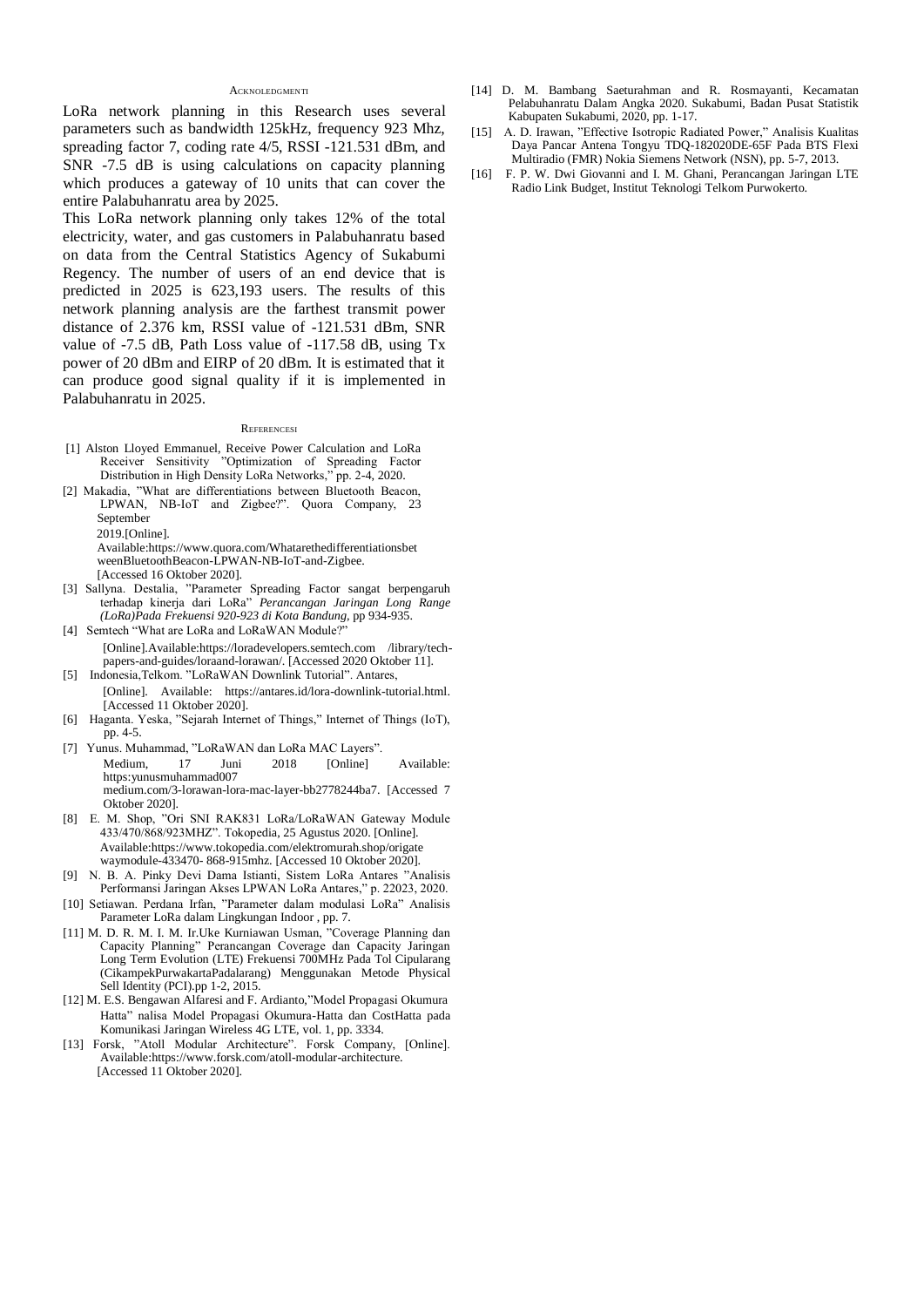## ACKNOLEDGMENTI

LoRa network planning in this Research uses several parameters such as bandwidth 125kHz, frequency 923 Mhz, spreading factor 7, coding rate 4/5, RSSI -121.531 dBm, and SNR -7.5 dB is using calculations on capacity planning which produces a gateway of 10 units that can cover the entire Palabuhanratu area by 2025.

This LoRa network planning only takes 12% of the total electricity, water, and gas customers in Palabuhanratu based on data from the Central Statistics Agency of Sukabumi Regency. The number of users of an end device that is predicted in 2025 is 623,193 users. The results of this network planning analysis are the farthest transmit power distance of 2.376 km, RSSI value of -121.531 dBm, SNR value of -7.5 dB, Path Loss value of -117.58 dB, using Tx power of 20 dBm and EIRP of 20 dBm. It is estimated that it can produce good signal quality if it is implemented in Palabuhanratu in 2025.

## REFERENCESI

[1] Alston Lloyed Emmanuel, Receive Power Calculation and LoRa Receiver Sensitivity "Optimization of Spreading Factor Distribution in High Density LoRa Networks," pp. 2-4, 2020.

[2] Makadia, "What are differentiations between Bluetooth Beacon, LPWAN, NB-IoT and Zigbee?". Quora Company, 23 September 2019.[Online]. Available:https://www.quora.com/WhatarethedifferentiationsbetweenBluetoothBeacon-LPWAN-NB-IoT-and-Zigbee. [Accessed 16 Oktober 2020].

[3] Sallyna. Destalia, "Parameter Spreading Factor sangat berpengaruh terhadap kinerja dari LoRa" *Perancangan Jaringan Long Range (LoRa)Pada Frekuensi 920-923 di Kota Bandung*, pp 934-935.

[4] Semtech "What are LoRa and LoRaWAN Module?" [Online].Available:https://loradevelopers.semtech.com /library/tech-papers-and-guides/loraand-lorawan/. [Accessed 2020 Oktober 11].

[5] Indonesia,Telkom. "LoRaWAN Downlink Tutorial". Antares, [Online]. Available: https://antares.id/lora-downlink-tutorial.html. [Accessed 11 Oktober 2020].

[6] Haganta. Yeska, "Sejarah Internet of Things," Internet of Things (IoT), pp. 4-5.

[7] Yunus. Muhammad, "LoRaWAN dan LoRa MAC Layers". Medium, 17 Juni 2018 [Online] Available: https:yunusmuhammad007 medium.com/3-lorawan-lora-mac-layer-bb2778244ba7. [Accessed 7 Oktober 2020].

[8] E. M. Shop, "Ori SNI RAK831 LoRa/LoRaWAN Gateway Module 433/470/868/923MHZ". Tokopedia, 25 Agustus 2020. [Online]. Available:https://www.tokopedia.com/elektromurah.shop/origate waymodule-433470- 868-915mhz. [Accessed 10 Oktober 2020].

[9] N. B. A. Pinky Devi Dama Istianti, Sistem LoRa Antares "Analisis Performansi Jaringan Akses LPWAN LoRa Antares," p. 22023, 2020.

[10] Setiawan. Perdana Irfan, "Parameter dalam modulasi LoRa" Analisis Parameter LoRa dalam Lingkungan Indoor , pp. 7.

[11] M. D. R. M. I. M. Ir.Uke Kurniawan Usman, "Coverage Planning dan Capacity Planning" Perancangan Coverage dan Capacity Jaringan Long Term Evolution (LTE) Frekuensi 700MHz Pada Tol Cipularang (CikampekPurwakartaPadalarang) Menggunakan Metode Physical Sell Identity (PCI).pp 1-2, 2015.

[12] M. E.S. Bengawan Alfaresi and F. Ardianto,"Model Propagasi Okumura Hatta" nalisa Model Propagasi Okumura-Hatta dan CostHatta pada Komunikasi Jaringan Wireless 4G LTE, vol. 1, pp. 3334.

[13] Forsk, "Atoll Modular Architecture". Forsk Company, [Online]. Available:https://www.forsk.com/atoll-modular-architecture. [Accessed 11 Oktober 2020].

[14] D. M. Bambang Saeturahman and R. Rosmayanti, Kecamatan Pelabuhanratu Dalam Angka 2020. Sukabumi, Badan Pusat Statistik Kabupaten Sukabumi, 2020, pp. 1-17.

[15] A. D. Irawan, "Effective Isotropic Radiated Power," Analisis Kualitas Daya Pancar Antena Tongyu TDQ-182020DE-65F Pada BTS Flexi Multiradio (FMR) Nokia Siemens Network (NSN), pp. 5-7, 2013.

[16] F. P. W. Dwi Giovanni and I. M. Ghani, Perancangan Jaringan LTE Radio Link Budget, Institut Teknologi Telkom Purwokerto.